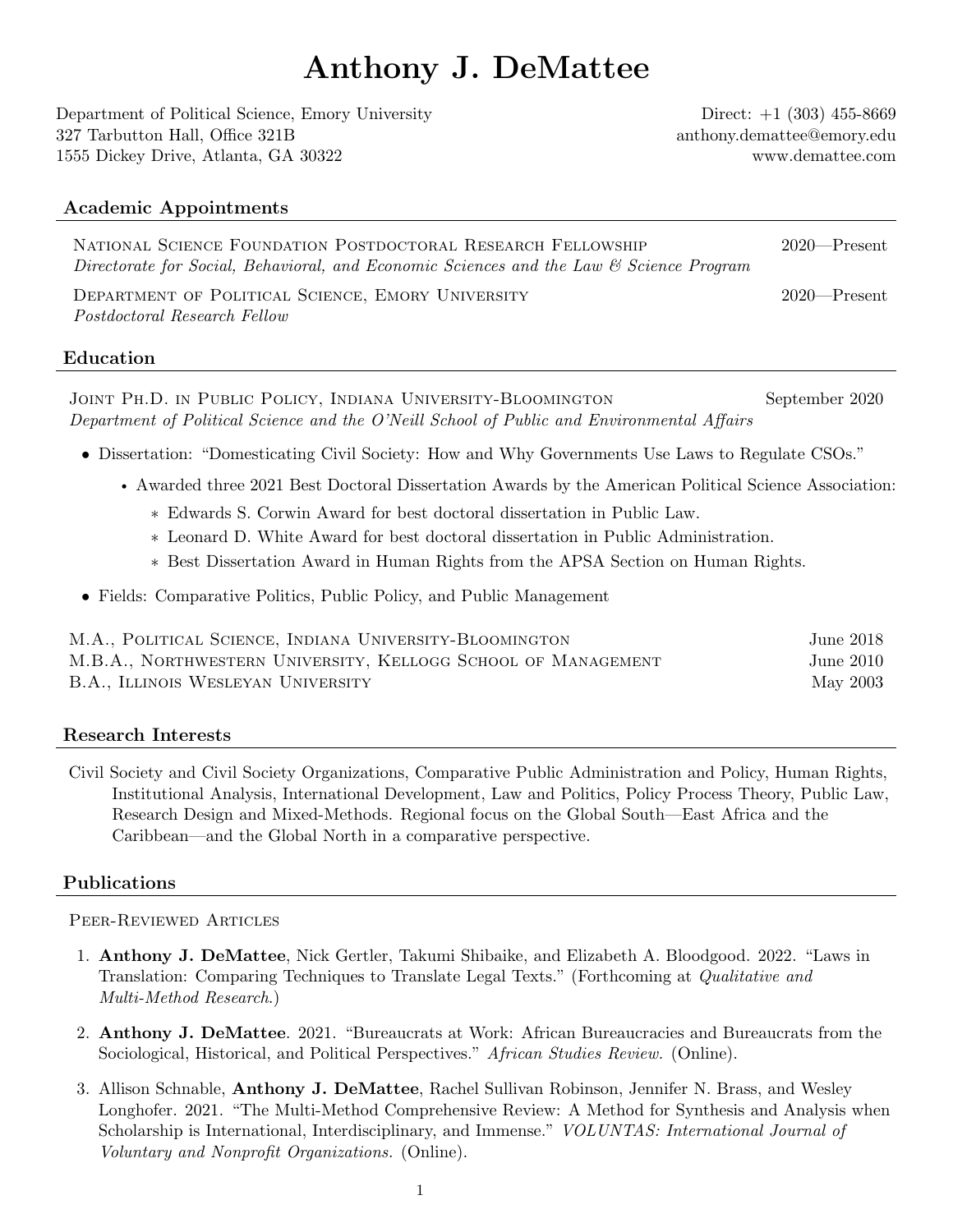# Anthony J. DeMattee

Department of Political Science, Emory University
327 Tarbutton Hall, Office 321B
1555 Dickey Drive, Atlanta, GA 30322

Direct: +1 (303) 455-8669
anthony.demattee@emory.edu
www.demattee.com

## Academic Appointments

National Science Foundation Postdoctoral Research Fellowship — 2020—Present
*Directorate for Social, Behavioral, and Economic Sciences and the Law & Science Program*

Department of Political Science, Emory University — 2020—Present
*Postdoctoral Research Fellow*

## Education

Joint Ph.D. in Public Policy, Indiana University-Bloomington — September 2020
*Department of Political Science and the O'Neill School of Public and Environmental Affairs*

- Dissertation: "Domesticating Civil Society: How and Why Governments Use Laws to Regulate CSOs."
  - Awarded three 2021 Best Doctoral Dissertation Awards by the American Political Science Association:
    - Edwards S. Corwin Award for best doctoral dissertation in Public Law.
    - Leonard D. White Award for best doctoral dissertation in Public Administration.
    - Best Dissertation Award in Human Rights from the APSA Section on Human Rights.
- Fields: Comparative Politics, Public Policy, and Public Management

M.A., Political Science, Indiana University-Bloomington — June 2018
M.B.A., Northwestern University, Kellogg School of Management — June 2010
B.A., Illinois Wesleyan University — May 2003

## Research Interests

Civil Society and Civil Society Organizations, Comparative Public Administration and Policy, Human Rights, Institutional Analysis, International Development, Law and Politics, Policy Process Theory, Public Law, Research Design and Mixed-Methods. Regional focus on the Global South—East Africa and the Caribbean—and the Global North in a comparative perspective.

## Publications

### Peer-Reviewed Articles

1. **Anthony J. DeMattee**, Nick Gertler, Takumi Shibaike, and Elizabeth A. Bloodgood. 2022. "Laws in Translation: Comparing Techniques to Translate Legal Texts." (Forthcoming at *Qualitative and Multi-Method Research*.)
2. **Anthony J. DeMattee**. 2021. "Bureaucrats at Work: African Bureaucracies and Bureaucrats from the Sociological, Historical, and Political Perspectives." *African Studies Review.* (Online).
3. Allison Schnable, **Anthony J. DeMattee**, Rachel Sullivan Robinson, Jennifer N. Brass, and Wesley Longhofer. 2021. "The Multi-Method Comprehensive Review: A Method for Synthesis and Analysis when Scholarship is International, Interdisciplinary, and Immense." *VOLUNTAS: International Journal of Voluntary and Nonprofit Organizations.* (Online).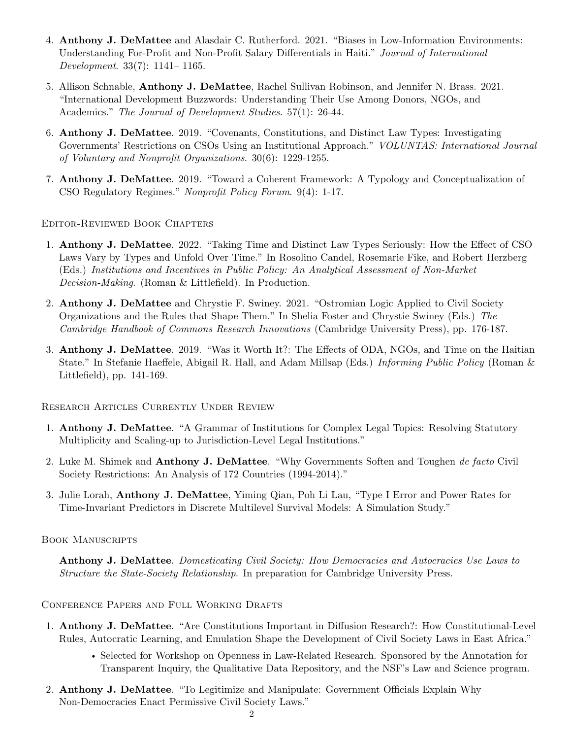4. **Anthony J. DeMattee** and Alasdair C. Rutherford. 2021. "Biases in Low-Information Environments: Understanding For-Profit and Non-Profit Salary Differentials in Haiti." *Journal of International Development*. 33(7): 1141– 1165.

5. Allison Schnable, **Anthony J. DeMattee**, Rachel Sullivan Robinson, and Jennifer N. Brass. 2021. "International Development Buzzwords: Understanding Their Use Among Donors, NGOs, and Academics." *The Journal of Development Studies*. 57(1): 26-44.

6. **Anthony J. DeMattee**. 2019. "Covenants, Constitutions, and Distinct Law Types: Investigating Governments' Restrictions on CSOs Using an Institutional Approach." *VOLUNTAS: International Journal of Voluntary and Nonprofit Organizations*. 30(6): 1229-1255.

7. **Anthony J. DeMattee**. 2019. "Toward a Coherent Framework: A Typology and Conceptualization of CSO Regulatory Regimes." *Nonprofit Policy Forum*. 9(4): 1-17.

### Editor-Reviewed Book Chapters

1. **Anthony J. DeMattee**. 2022. "Taking Time and Distinct Law Types Seriously: How the Effect of CSO Laws Vary by Types and Unfold Over Time." In Rosolino Candel, Rosemarie Fike, and Robert Herzberg (Eds.) *Institutions and Incentives in Public Policy: An Analytical Assessment of Non-Market Decision-Making*. (Roman & Littlefield). In Production.

2. **Anthony J. DeMattee** and Chrystie F. Swiney. 2021. "Ostromian Logic Applied to Civil Society Organizations and the Rules that Shape Them." In Shelia Foster and Chrystie Swiney (Eds.) *The Cambridge Handbook of Commons Research Innovations* (Cambridge University Press), pp. 176-187.

3. **Anthony J. DeMattee**. 2019. "Was it Worth It?: The Effects of ODA, NGOs, and Time on the Haitian State." In Stefanie Haeffele, Abigail R. Hall, and Adam Millsap (Eds.) *Informing Public Policy* (Roman & Littlefield), pp. 141-169.

### Research Articles Currently Under Review

1. **Anthony J. DeMattee**. "A Grammar of Institutions for Complex Legal Topics: Resolving Statutory Multiplicity and Scaling-up to Jurisdiction-Level Legal Institutions."

2. Luke M. Shimek and **Anthony J. DeMattee**. "Why Governments Soften and Toughen *de facto* Civil Society Restrictions: An Analysis of 172 Countries (1994-2014)."

3. Julie Lorah, **Anthony J. DeMattee**, Yiming Qian, Poh Li Lau, "Type I Error and Power Rates for Time-Invariant Predictors in Discrete Multilevel Survival Models: A Simulation Study."

### Book Manuscripts

**Anthony J. DeMattee**. *Domesticating Civil Society: How Democracies and Autocracies Use Laws to Structure the State-Society Relationship*. In preparation for Cambridge University Press.

### Conference Papers and Full Working Drafts

1. **Anthony J. DeMattee**. "Are Constitutions Important in Diffusion Research?: How Constitutional-Level Rules, Autocratic Learning, and Emulation Shape the Development of Civil Society Laws in East Africa."
   - Selected for Workshop on Openness in Law-Related Research. Sponsored by the Annotation for Transparent Inquiry, the Qualitative Data Repository, and the NSF's Law and Science program.

2. **Anthony J. DeMattee**. "To Legitimize and Manipulate: Government Officials Explain Why Non-Democracies Enact Permissive Civil Society Laws."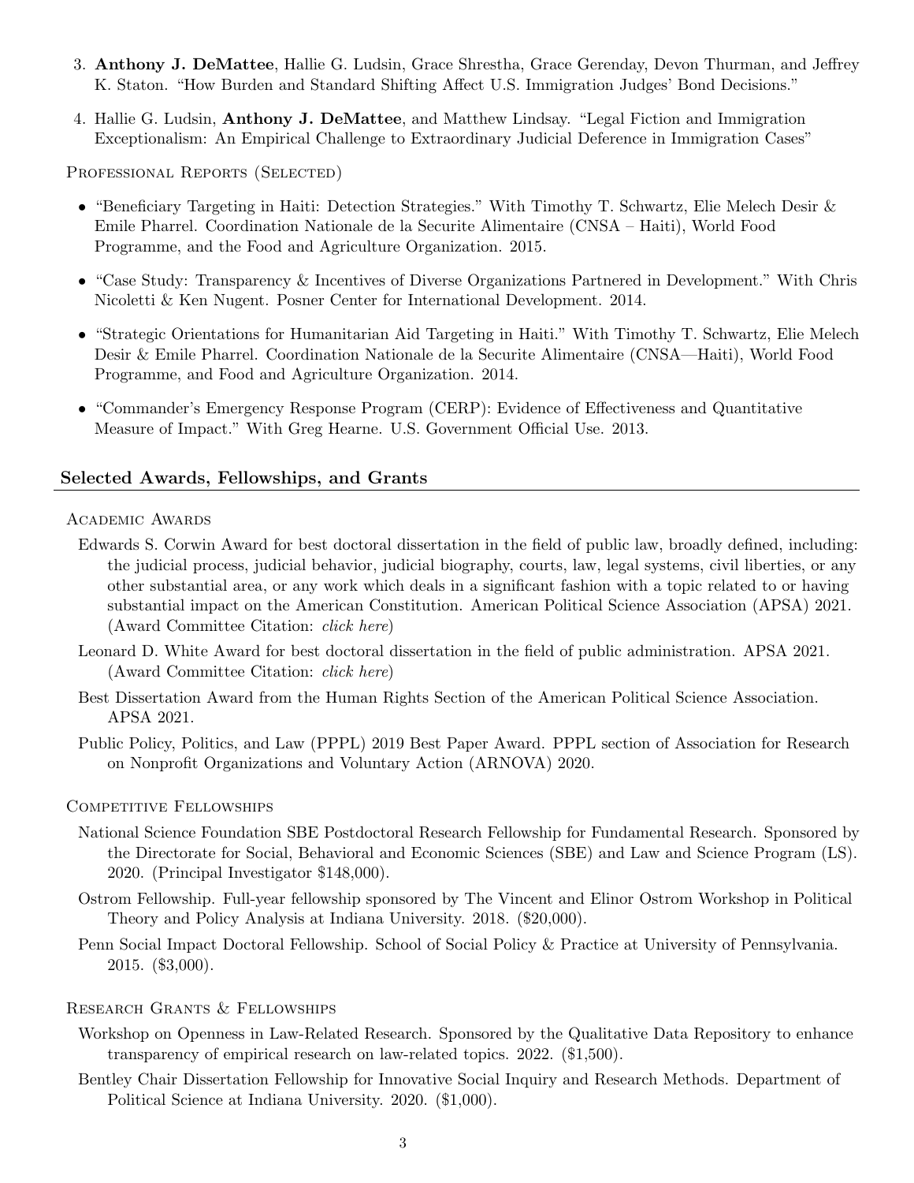3. **Anthony J. DeMattee**, Hallie G. Ludsin, Grace Shrestha, Grace Gerenday, Devon Thurman, and Jeffrey K. Staton. "How Burden and Standard Shifting Affect U.S. Immigration Judges' Bond Decisions."
4. Hallie G. Ludsin, **Anthony J. DeMattee**, and Matthew Lindsay. "Legal Fiction and Immigration Exceptionalism: An Empirical Challenge to Extraordinary Judicial Deference in Immigration Cases"

Professional Reports (Selected)

- "Beneficiary Targeting in Haiti: Detection Strategies." With Timothy T. Schwartz, Elie Melech Desir & Emile Pharrel. Coordination Nationale de la Securite Alimentaire (CNSA – Haiti), World Food Programme, and the Food and Agriculture Organization. 2015.
- "Case Study: Transparency & Incentives of Diverse Organizations Partnered in Development." With Chris Nicoletti & Ken Nugent. Posner Center for International Development. 2014.
- "Strategic Orientations for Humanitarian Aid Targeting in Haiti." With Timothy T. Schwartz, Elie Melech Desir & Emile Pharrel. Coordination Nationale de la Securite Alimentaire (CNSA—Haiti), World Food Programme, and Food and Agriculture Organization. 2014.
- "Commander's Emergency Response Program (CERP): Evidence of Effectiveness and Quantitative Measure of Impact." With Greg Hearne. U.S. Government Official Use. 2013.

## Selected Awards, Fellowships, and Grants

Academic Awards

Edwards S. Corwin Award for best doctoral dissertation in the field of public law, broadly defined, including: the judicial process, judicial behavior, judicial biography, courts, law, legal systems, civil liberties, or any other substantial area, or any work which deals in a significant fashion with a topic related to or having substantial impact on the American Constitution. American Political Science Association (APSA) 2021. (Award Committee Citation: *click here*)

Leonard D. White Award for best doctoral dissertation in the field of public administration. APSA 2021. (Award Committee Citation: *click here*)

Best Dissertation Award from the Human Rights Section of the American Political Science Association. APSA 2021.

Public Policy, Politics, and Law (PPPL) 2019 Best Paper Award. PPPL section of Association for Research on Nonprofit Organizations and Voluntary Action (ARNOVA) 2020.

Competitive Fellowships

National Science Foundation SBE Postdoctoral Research Fellowship for Fundamental Research. Sponsored by the Directorate for Social, Behavioral and Economic Sciences (SBE) and Law and Science Program (LS). 2020. (Principal Investigator $148,000).

Ostrom Fellowship. Full-year fellowship sponsored by The Vincent and Elinor Ostrom Workshop in Political Theory and Policy Analysis at Indiana University. 2018. ($20,000).

Penn Social Impact Doctoral Fellowship. School of Social Policy & Practice at University of Pennsylvania. 2015. ($3,000).

Research Grants & Fellowships

Workshop on Openness in Law-Related Research. Sponsored by the Qualitative Data Repository to enhance transparency of empirical research on law-related topics. 2022. ($1,500).

Bentley Chair Dissertation Fellowship for Innovative Social Inquiry and Research Methods. Department of Political Science at Indiana University. 2020. ($1,000).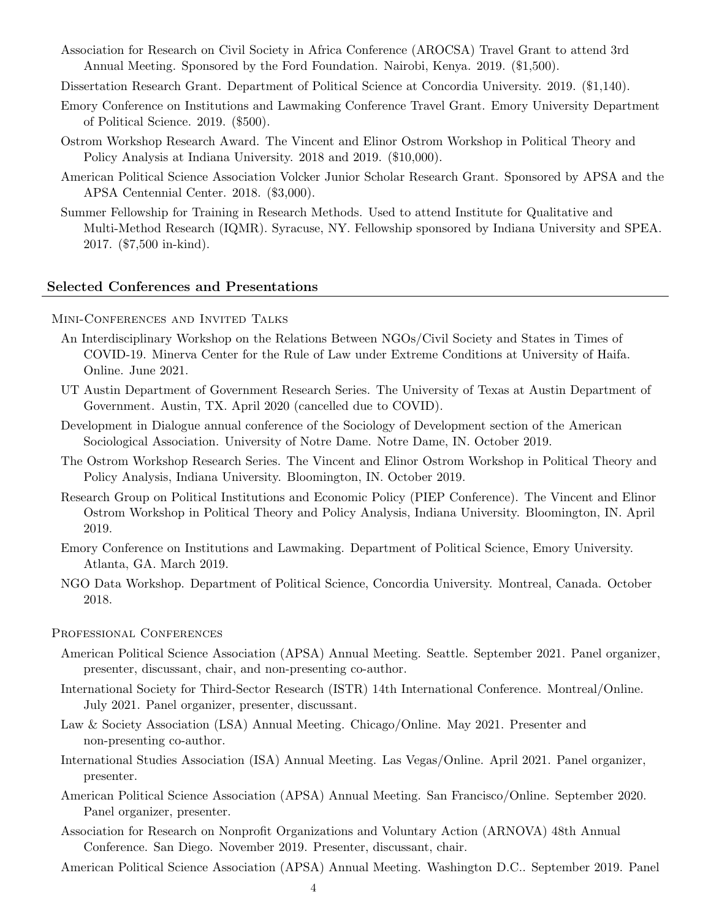Association for Research on Civil Society in Africa Conference (AROCSA) Travel Grant to attend 3rd Annual Meeting. Sponsored by the Ford Foundation. Nairobi, Kenya. 2019. ($1,500).

Dissertation Research Grant. Department of Political Science at Concordia University. 2019. ($1,140).

Emory Conference on Institutions and Lawmaking Conference Travel Grant. Emory University Department of Political Science. 2019. ($500).

Ostrom Workshop Research Award. The Vincent and Elinor Ostrom Workshop in Political Theory and Policy Analysis at Indiana University. 2018 and 2019. ($10,000).

American Political Science Association Volcker Junior Scholar Research Grant. Sponsored by APSA and the APSA Centennial Center. 2018. ($3,000).

Summer Fellowship for Training in Research Methods. Used to attend Institute for Qualitative and Multi-Method Research (IQMR). Syracuse, NY. Fellowship sponsored by Indiana University and SPEA. 2017. ($7,500 in-kind).

## Selected Conferences and Presentations

### Mini-Conferences and Invited Talks

An Interdisciplinary Workshop on the Relations Between NGOs/Civil Society and States in Times of COVID-19. Minerva Center for the Rule of Law under Extreme Conditions at University of Haifa. Online. June 2021.

UT Austin Department of Government Research Series. The University of Texas at Austin Department of Government. Austin, TX. April 2020 (cancelled due to COVID).

Development in Dialogue annual conference of the Sociology of Development section of the American Sociological Association. University of Notre Dame. Notre Dame, IN. October 2019.

The Ostrom Workshop Research Series. The Vincent and Elinor Ostrom Workshop in Political Theory and Policy Analysis, Indiana University. Bloomington, IN. October 2019.

Research Group on Political Institutions and Economic Policy (PIEP Conference). The Vincent and Elinor Ostrom Workshop in Political Theory and Policy Analysis, Indiana University. Bloomington, IN. April 2019.

Emory Conference on Institutions and Lawmaking. Department of Political Science, Emory University. Atlanta, GA. March 2019.

NGO Data Workshop. Department of Political Science, Concordia University. Montreal, Canada. October 2018.

### Professional Conferences

American Political Science Association (APSA) Annual Meeting. Seattle. September 2021. Panel organizer, presenter, discussant, chair, and non-presenting co-author.

International Society for Third-Sector Research (ISTR) 14th International Conference. Montreal/Online. July 2021. Panel organizer, presenter, discussant.

Law & Society Association (LSA) Annual Meeting. Chicago/Online. May 2021. Presenter and non-presenting co-author.

International Studies Association (ISA) Annual Meeting. Las Vegas/Online. April 2021. Panel organizer, presenter.

American Political Science Association (APSA) Annual Meeting. San Francisco/Online. September 2020. Panel organizer, presenter.

Association for Research on Nonprofit Organizations and Voluntary Action (ARNOVA) 48th Annual Conference. San Diego. November 2019. Presenter, discussant, chair.

American Political Science Association (APSA) Annual Meeting. Washington D.C.. September 2019. Panel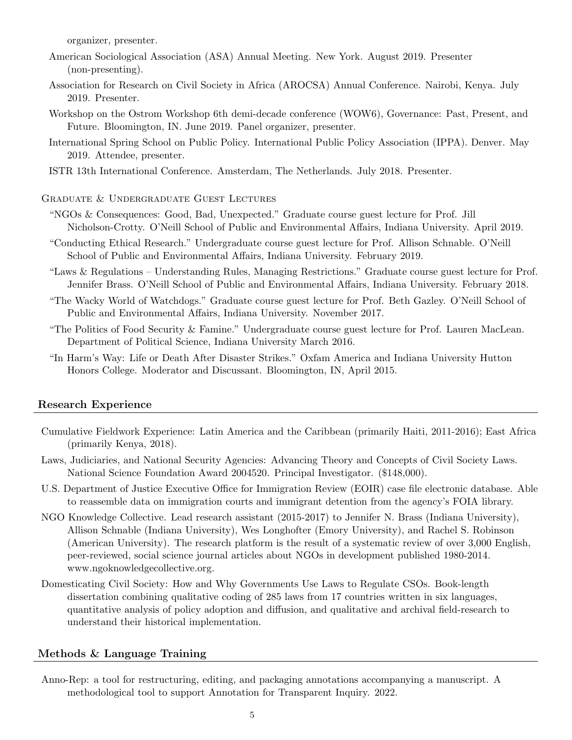organizer, presenter.

American Sociological Association (ASA) Annual Meeting. New York. August 2019. Presenter (non-presenting).

Association for Research on Civil Society in Africa (AROCSA) Annual Conference. Nairobi, Kenya. July 2019. Presenter.

Workshop on the Ostrom Workshop 6th demi-decade conference (WOW6), Governance: Past, Present, and Future. Bloomington, IN. June 2019. Panel organizer, presenter.

International Spring School on Public Policy. International Public Policy Association (IPPA). Denver. May 2019. Attendee, presenter.

ISTR 13th International Conference. Amsterdam, The Netherlands. July 2018. Presenter.

### Graduate & Undergraduate Guest Lectures

"NGOs & Consequences: Good, Bad, Unexpected." Graduate course guest lecture for Prof. Jill Nicholson-Crotty. O'Neill School of Public and Environmental Affairs, Indiana University. April 2019.

"Conducting Ethical Research." Undergraduate course guest lecture for Prof. Allison Schnable. O'Neill School of Public and Environmental Affairs, Indiana University. February 2019.

"Laws & Regulations – Understanding Rules, Managing Restrictions." Graduate course guest lecture for Prof. Jennifer Brass. O'Neill School of Public and Environmental Affairs, Indiana University. February 2018.

"The Wacky World of Watchdogs." Graduate course guest lecture for Prof. Beth Gazley. O'Neill School of Public and Environmental Affairs, Indiana University. November 2017.

"The Politics of Food Security & Famine." Undergraduate course guest lecture for Prof. Lauren MacLean. Department of Political Science, Indiana University March 2016.

"In Harm's Way: Life or Death After Disaster Strikes." Oxfam America and Indiana University Hutton Honors College. Moderator and Discussant. Bloomington, IN, April 2015.

## Research Experience

Cumulative Fieldwork Experience: Latin America and the Caribbean (primarily Haiti, 2011-2016); East Africa (primarily Kenya, 2018).

Laws, Judiciaries, and National Security Agencies: Advancing Theory and Concepts of Civil Society Laws. National Science Foundation Award 2004520. Principal Investigator. ($148,000).

U.S. Department of Justice Executive Office for Immigration Review (EOIR) case file electronic database. Able to reassemble data on immigration courts and immigrant detention from the agency's FOIA library.

NGO Knowledge Collective. Lead research assistant (2015-2017) to Jennifer N. Brass (Indiana University), Allison Schnable (Indiana University), Wes Longhofter (Emory University), and Rachel S. Robinson (American University). The research platform is the result of a systematic review of over 3,000 English, peer-reviewed, social science journal articles about NGOs in development published 1980-2014. www.ngoknowledgecollective.org.

Domesticating Civil Society: How and Why Governments Use Laws to Regulate CSOs. Book-length dissertation combining qualitative coding of 285 laws from 17 countries written in six languages, quantitative analysis of policy adoption and diffusion, and qualitative and archival field-research to understand their historical implementation.

## Methods & Language Training

Anno-Rep: a tool for restructuring, editing, and packaging annotations accompanying a manuscript. A methodological tool to support Annotation for Transparent Inquiry. 2022.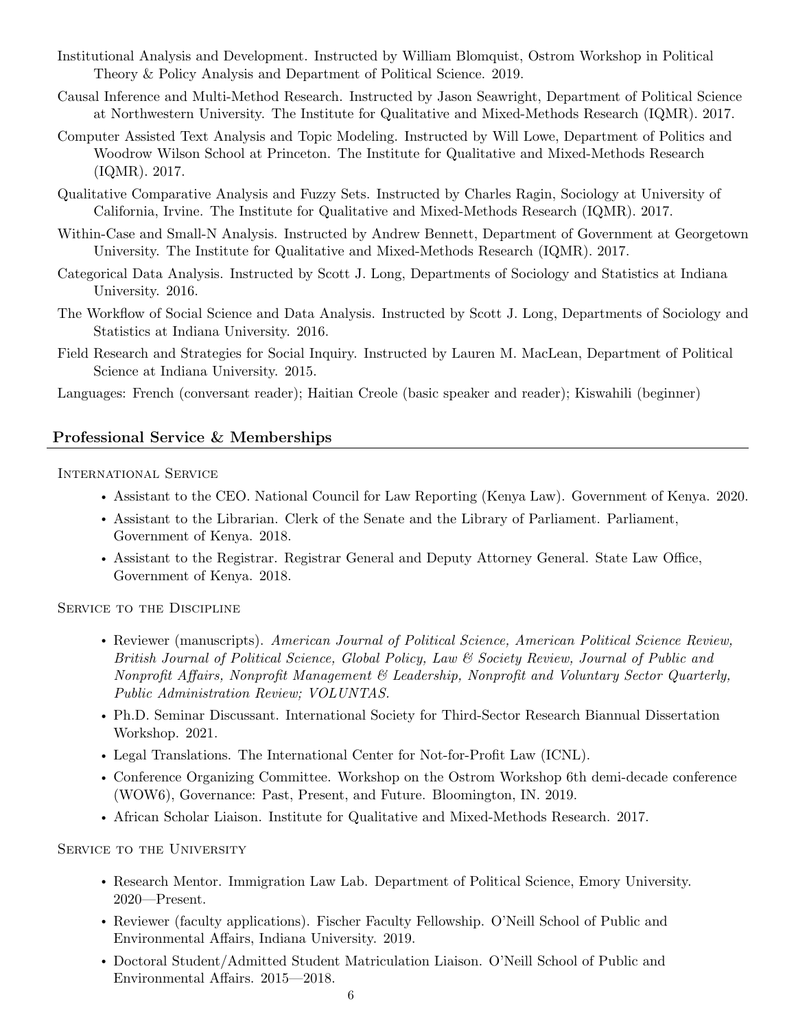Institutional Analysis and Development. Instructed by William Blomquist, Ostrom Workshop in Political Theory & Policy Analysis and Department of Political Science. 2019.

Causal Inference and Multi-Method Research. Instructed by Jason Seawright, Department of Political Science at Northwestern University. The Institute for Qualitative and Mixed-Methods Research (IQMR). 2017.

Computer Assisted Text Analysis and Topic Modeling. Instructed by Will Lowe, Department of Politics and Woodrow Wilson School at Princeton. The Institute for Qualitative and Mixed-Methods Research (IQMR). 2017.

Qualitative Comparative Analysis and Fuzzy Sets. Instructed by Charles Ragin, Sociology at University of California, Irvine. The Institute for Qualitative and Mixed-Methods Research (IQMR). 2017.

Within-Case and Small-N Analysis. Instructed by Andrew Bennett, Department of Government at Georgetown University. The Institute for Qualitative and Mixed-Methods Research (IQMR). 2017.

Categorical Data Analysis. Instructed by Scott J. Long, Departments of Sociology and Statistics at Indiana University. 2016.

The Workflow of Social Science and Data Analysis. Instructed by Scott J. Long, Departments of Sociology and Statistics at Indiana University. 2016.

Field Research and Strategies for Social Inquiry. Instructed by Lauren M. MacLean, Department of Political Science at Indiana University. 2015.

Languages: French (conversant reader); Haitian Creole (basic speaker and reader); Kiswahili (beginner)

## Professional Service & Memberships

### International Service

- Assistant to the CEO. National Council for Law Reporting (Kenya Law). Government of Kenya. 2020.
- Assistant to the Librarian. Clerk of the Senate and the Library of Parliament. Parliament, Government of Kenya. 2018.
- Assistant to the Registrar. Registrar General and Deputy Attorney General. State Law Office, Government of Kenya. 2018.

### Service to the Discipline

- Reviewer (manuscripts). *American Journal of Political Science, American Political Science Review, British Journal of Political Science, Global Policy, Law & Society Review, Journal of Public and Nonprofit Affairs, Nonprofit Management & Leadership, Nonprofit and Voluntary Sector Quarterly, Public Administration Review; VOLUNTAS.*
- Ph.D. Seminar Discussant. International Society for Third-Sector Research Biannual Dissertation Workshop. 2021.
- Legal Translations. The International Center for Not-for-Profit Law (ICNL).
- Conference Organizing Committee. Workshop on the Ostrom Workshop 6th demi-decade conference (WOW6), Governance: Past, Present, and Future. Bloomington, IN. 2019.
- African Scholar Liaison. Institute for Qualitative and Mixed-Methods Research. 2017.

### Service to the University

- Research Mentor. Immigration Law Lab. Department of Political Science, Emory University. 2020—Present.
- Reviewer (faculty applications). Fischer Faculty Fellowship. O'Neill School of Public and Environmental Affairs, Indiana University. 2019.
- Doctoral Student/Admitted Student Matriculation Liaison. O'Neill School of Public and Environmental Affairs. 2015—2018.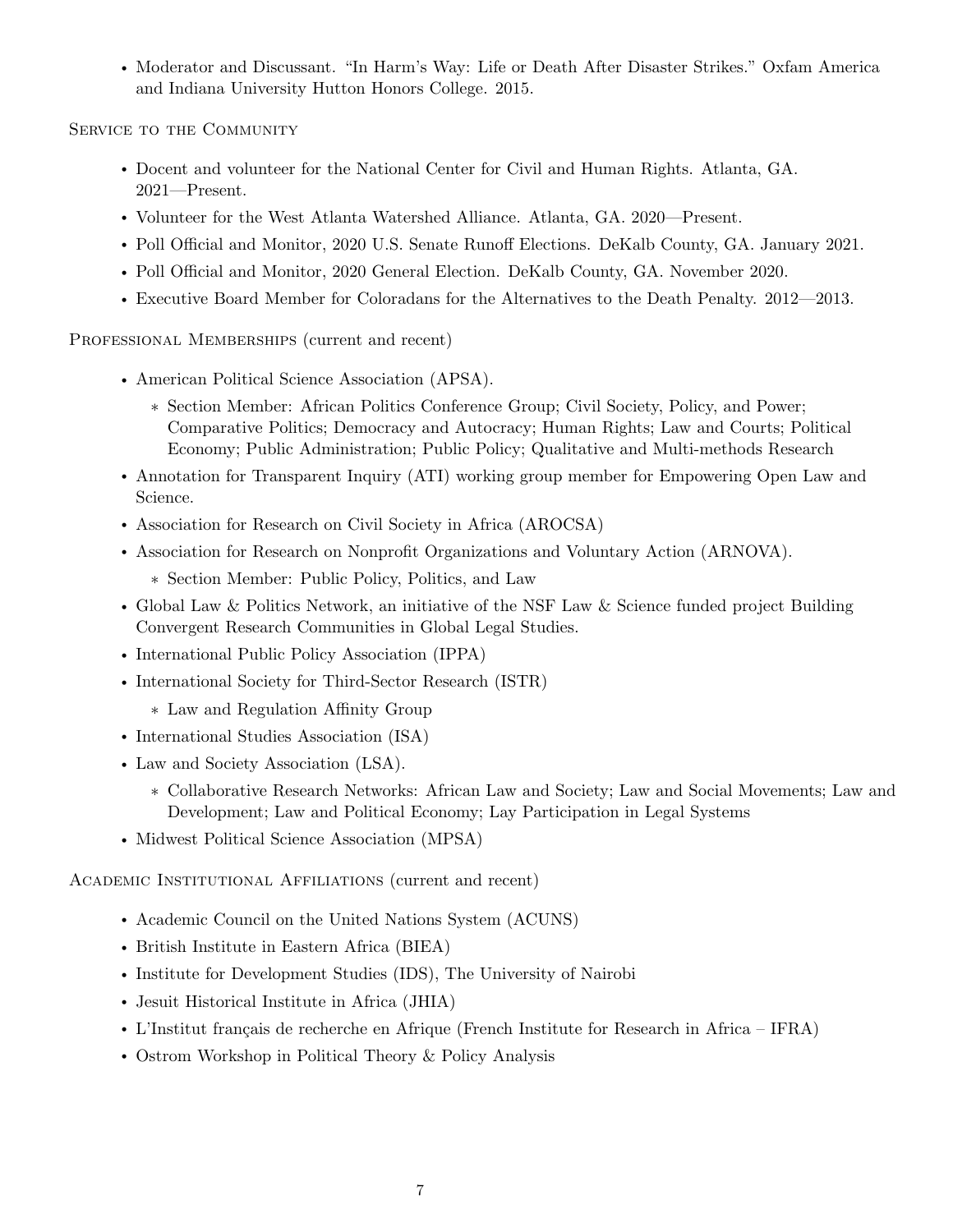- Moderator and Discussant. "In Harm's Way: Life or Death After Disaster Strikes." Oxfam America and Indiana University Hutton Honors College. 2015.

## Service to the Community

- Docent and volunteer for the National Center for Civil and Human Rights. Atlanta, GA. 2021—Present.
- Volunteer for the West Atlanta Watershed Alliance. Atlanta, GA. 2020—Present.
- Poll Official and Monitor, 2020 U.S. Senate Runoff Elections. DeKalb County, GA. January 2021.
- Poll Official and Monitor, 2020 General Election. DeKalb County, GA. November 2020.
- Executive Board Member for Coloradans for the Alternatives to the Death Penalty. 2012—2013.

## Professional Memberships (current and recent)

- American Political Science Association (APSA).
  - Section Member: African Politics Conference Group; Civil Society, Policy, and Power; Comparative Politics; Democracy and Autocracy; Human Rights; Law and Courts; Political Economy; Public Administration; Public Policy; Qualitative and Multi-methods Research
- Annotation for Transparent Inquiry (ATI) working group member for Empowering Open Law and Science.
- Association for Research on Civil Society in Africa (AROCSA)
- Association for Research on Nonprofit Organizations and Voluntary Action (ARNOVA).
  - Section Member: Public Policy, Politics, and Law
- Global Law & Politics Network, an initiative of the NSF Law & Science funded project Building Convergent Research Communities in Global Legal Studies.
- International Public Policy Association (IPPA)
- International Society for Third-Sector Research (ISTR)
  - Law and Regulation Affinity Group
- International Studies Association (ISA)
- Law and Society Association (LSA).
  - Collaborative Research Networks: African Law and Society; Law and Social Movements; Law and Development; Law and Political Economy; Lay Participation in Legal Systems
- Midwest Political Science Association (MPSA)

## Academic Institutional Affiliations (current and recent)

- Academic Council on the United Nations System (ACUNS)
- British Institute in Eastern Africa (BIEA)
- Institute for Development Studies (IDS), The University of Nairobi
- Jesuit Historical Institute in Africa (JHIA)
- L'Institut français de recherche en Afrique (French Institute for Research in Africa – IFRA)
- Ostrom Workshop in Political Theory & Policy Analysis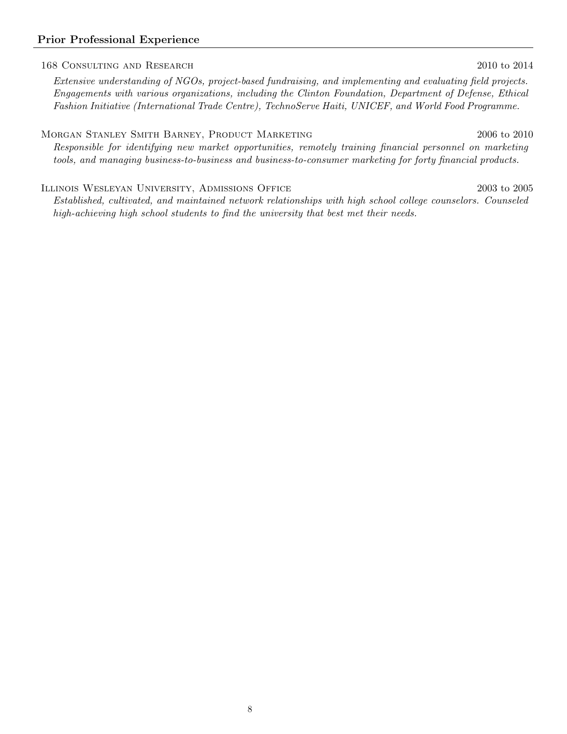## Prior Professional Experience

168 Consulting and Research — 2010 to 2014

*Extensive understanding of NGOs, project-based fundraising, and implementing and evaluating field projects. Engagements with various organizations, including the Clinton Foundation, Department of Defense, Ethical Fashion Initiative (International Trade Centre), TechnoServe Haiti, UNICEF, and World Food Programme.*

Morgan Stanley Smith Barney, Product Marketing — 2006 to 2010

*Responsible for identifying new market opportunities, remotely training financial personnel on marketing tools, and managing business-to-business and business-to-consumer marketing for forty financial products.*

Illinois Wesleyan University, Admissions Office — 2003 to 2005

*Established, cultivated, and maintained network relationships with high school college counselors. Counseled high-achieving high school students to find the university that best met their needs.*